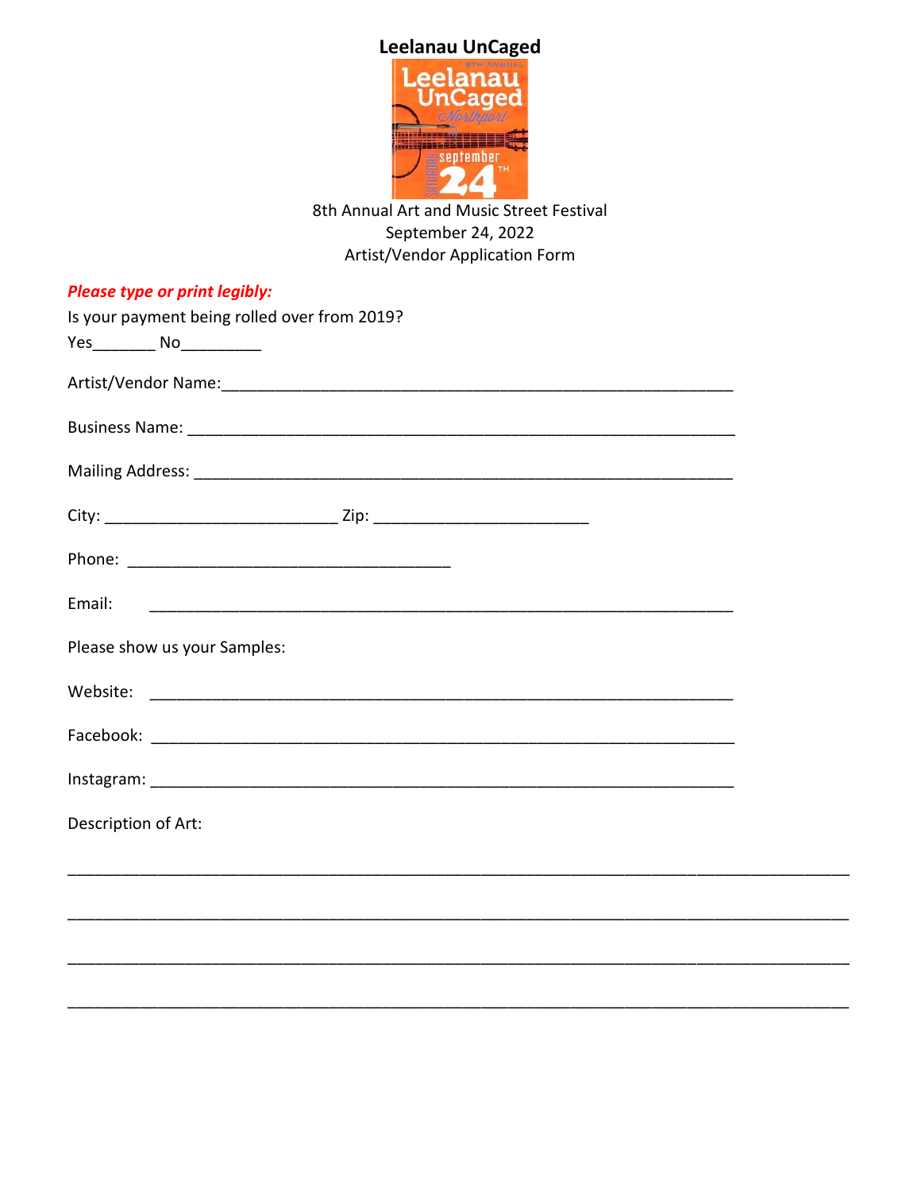# Leelanau UnCaged

8th Annual Art and Music Street Festival
September 24, 2022
Artist/Vendor Application Form

***Please type or print legibly:***

Is your payment being rolled over from 2019?

Yes_______ No_________

Artist/Vendor Name:___________________________________________________________

Business Name: _______________________________________________________________

Mailing Address: ______________________________________________________________

City: __________________________ Zip: ________________________

Phone: ____________________________________

Email: _________________________________________________________________

Please show us your Samples:

Website: _________________________________________________________________

Facebook: ________________________________________________________________

Instagram: ________________________________________________________________

Description of Art:

_______________________________________________________________________________

_______________________________________________________________________________

_______________________________________________________________________________

_______________________________________________________________________________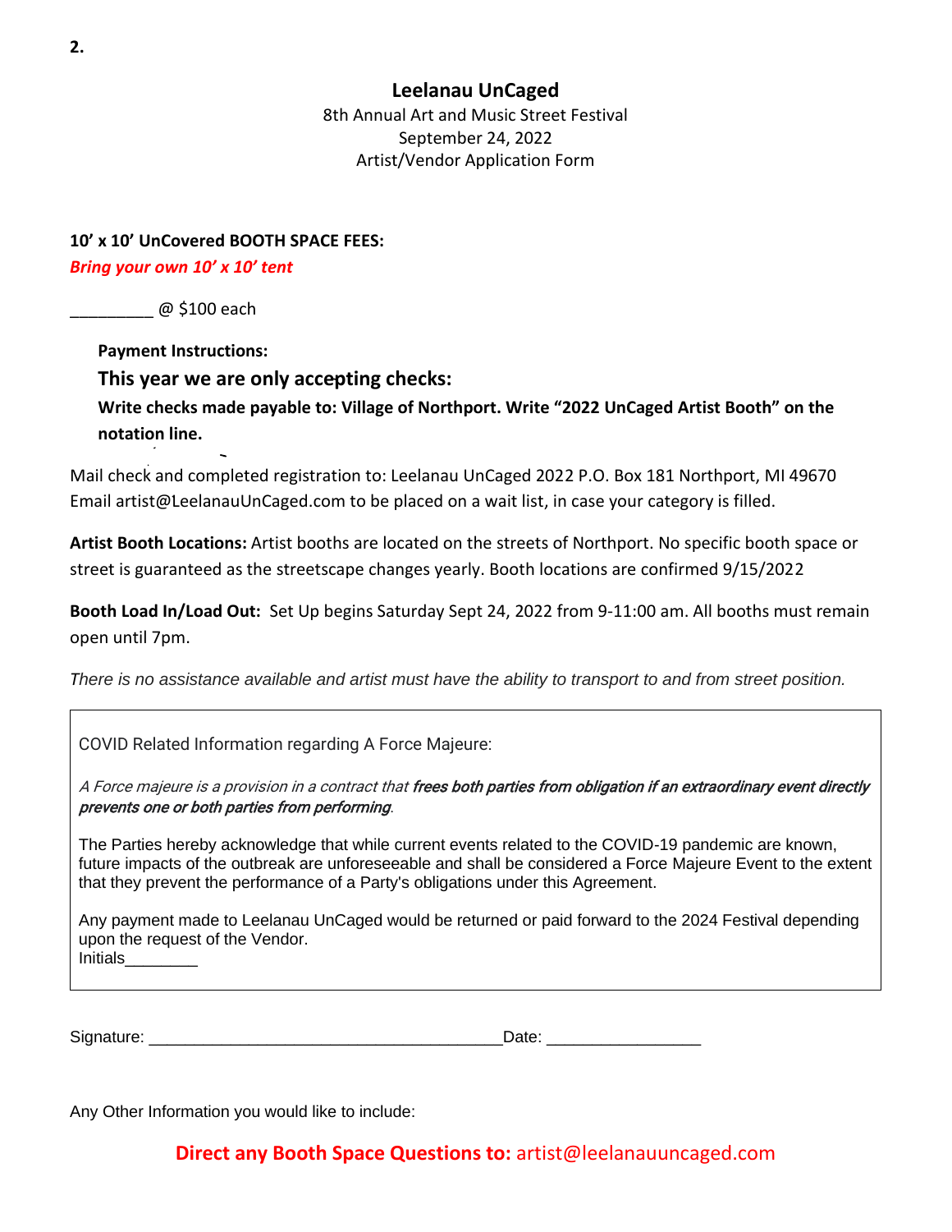**2.**

## Leelanau UnCaged

8th Annual Art and Music Street Festival
September 24, 2022
Artist/Vendor Application Form

**10' x 10' UnCovered BOOTH SPACE FEES:**

***Bring your own 10' x 10' tent***

_________ @ $100 each

**Payment Instructions:**

**This year we are only accepting checks:**

**Write checks made payable to: Village of Northport. Write "2022 UnCaged Artist Booth" on the notation line.**

Mail check and completed registration to: Leelanau UnCaged 2022 P.O. Box 181 Northport, MI 49670
Email artist@LeelanauUnCaged.com to be placed on a wait list, in case your category is filled.

**Artist Booth Locations:** Artist booths are located on the streets of Northport. No specific booth space or street is guaranteed as the streetscape changes yearly. Booth locations are confirmed 9/15/2022

**Booth Load In/Load Out:** Set Up begins Saturday Sept 24, 2022 from 9-11:00 am. All booths must remain open until 7pm.

*There is no assistance available and artist must have the ability to transport to and from street position.*

COVID Related Information regarding A Force Majeure:

*A Force majeure is a provision in a contract that* ***frees both parties from obligation if an extraordinary event directly prevents one or both parties from performing****.*

The Parties hereby acknowledge that while current events related to the COVID-19 pandemic are known, future impacts of the outbreak are unforeseeable and shall be considered a Force Majeure Event to the extent that they prevent the performance of a Party's obligations under this Agreement.

Any payment made to Leelanau UnCaged would be returned or paid forward to the 2024 Festival depending upon the request of the Vendor.
Initials________

Signature: ______________________________________Date: ________________

Any Other Information you would like to include:

**Direct any Booth Space Questions to:** artist@leelanauuncaged.com